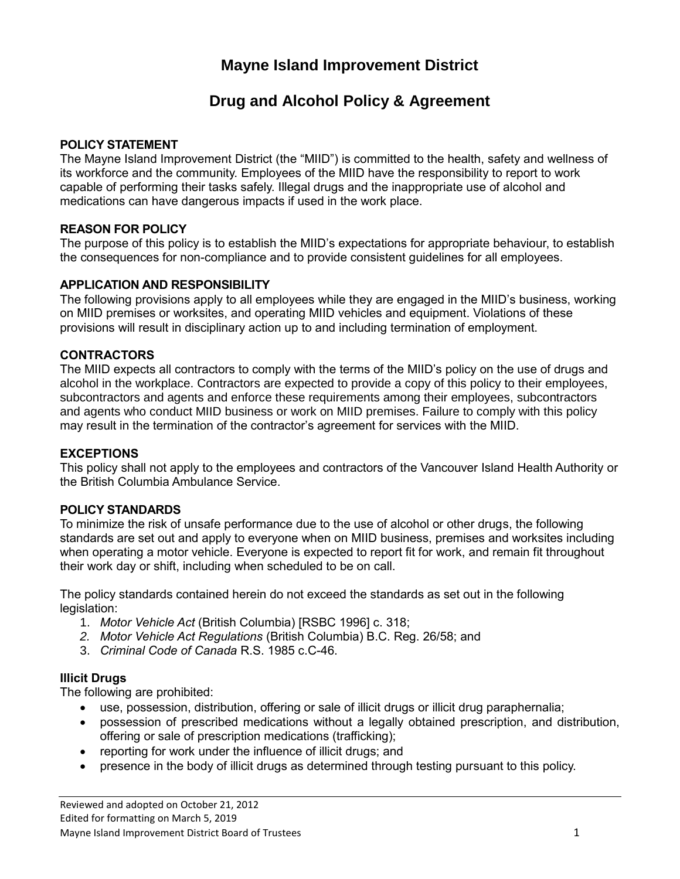# Mayne Island Improvement District

## Drug and Alcohol Policy & Agreement

**POLICY STATEMENT**
The Mayne Island Improvement District (the "MIID") is committed to the health, safety and wellness of its workforce and the community. Employees of the MIID have the responsibility to report to work capable of performing their tasks safely. Illegal drugs and the inappropriate use of alcohol and medications can have dangerous impacts if used in the work place.

**REASON FOR POLICY**
The purpose of this policy is to establish the MIID's expectations for appropriate behaviour, to establish the consequences for non-compliance and to provide consistent guidelines for all employees.

**APPLICATION AND RESPONSIBILITY**
The following provisions apply to all employees while they are engaged in the MIID's business, working on MIID premises or worksites, and operating MIID vehicles and equipment. Violations of these provisions will result in disciplinary action up to and including termination of employment.

**CONTRACTORS**
The MIID expects all contractors to comply with the terms of the MIID's policy on the use of drugs and alcohol in the workplace. Contractors are expected to provide a copy of this policy to their employees, subcontractors and agents and enforce these requirements among their employees, subcontractors and agents who conduct MIID business or work on MIID premises. Failure to comply with this policy may result in the termination of the contractor's agreement for services with the MIID.

**EXCEPTIONS**
This policy shall not apply to the employees and contractors of the Vancouver Island Health Authority or the British Columbia Ambulance Service.

**POLICY STANDARDS**
To minimize the risk of unsafe performance due to the use of alcohol or other drugs, the following standards are set out and apply to everyone when on MIID business, premises and worksites including when operating a motor vehicle. Everyone is expected to report fit for work, and remain fit throughout their work day or shift, including when scheduled to be on call.

The policy standards contained herein do not exceed the standards as set out in the following legislation:

1. *Motor Vehicle Act* (British Columbia) [RSBC 1996] c. 318;
2. *Motor Vehicle Act Regulations* (British Columbia) B.C. Reg. 26/58; and
3. *Criminal Code of Canada* R.S. 1985 c.C-46.

**Illicit Drugs**
The following are prohibited:

- use, possession, distribution, offering or sale of illicit drugs or illicit drug paraphernalia;
- possession of prescribed medications without a legally obtained prescription, and distribution, offering or sale of prescription medications (trafficking);
- reporting for work under the influence of illicit drugs; and
- presence in the body of illicit drugs as determined through testing pursuant to this policy.

Reviewed and adopted on October 21, 2012
Edited for formatting on March 5, 2019
Mayne Island Improvement District Board of Trustees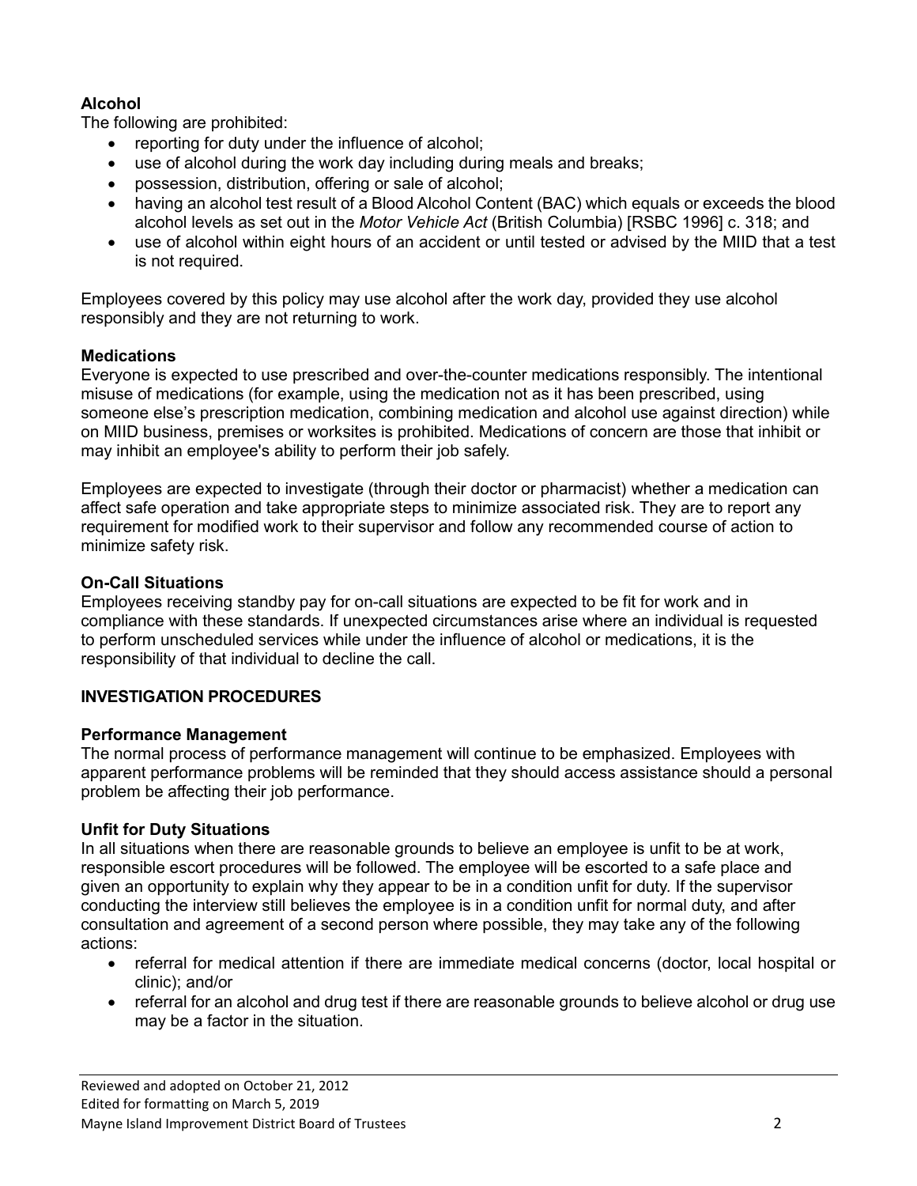**Alcohol**

The following are prohibited:

- reporting for duty under the influence of alcohol;
- use of alcohol during the work day including during meals and breaks;
- possession, distribution, offering or sale of alcohol;
- having an alcohol test result of a Blood Alcohol Content (BAC) which equals or exceeds the blood alcohol levels as set out in the *Motor Vehicle Act* (British Columbia) [RSBC 1996] c. 318; and
- use of alcohol within eight hours of an accident or until tested or advised by the MIID that a test is not required.

Employees covered by this policy may use alcohol after the work day, provided they use alcohol responsibly and they are not returning to work.

**Medications**

Everyone is expected to use prescribed and over-the-counter medications responsibly. The intentional misuse of medications (for example, using the medication not as it has been prescribed, using someone else's prescription medication, combining medication and alcohol use against direction) while on MIID business, premises or worksites is prohibited. Medications of concern are those that inhibit or may inhibit an employee's ability to perform their job safely.

Employees are expected to investigate (through their doctor or pharmacist) whether a medication can affect safe operation and take appropriate steps to minimize associated risk. They are to report any requirement for modified work to their supervisor and follow any recommended course of action to minimize safety risk.

**On-Call Situations**

Employees receiving standby pay for on-call situations are expected to be fit for work and in compliance with these standards. If unexpected circumstances arise where an individual is requested to perform unscheduled services while under the influence of alcohol or medications, it is the responsibility of that individual to decline the call.

## INVESTIGATION PROCEDURES

**Performance Management**

The normal process of performance management will continue to be emphasized. Employees with apparent performance problems will be reminded that they should access assistance should a personal problem be affecting their job performance.

**Unfit for Duty Situations**

In all situations when there are reasonable grounds to believe an employee is unfit to be at work, responsible escort procedures will be followed. The employee will be escorted to a safe place and given an opportunity to explain why they appear to be in a condition unfit for duty. If the supervisor conducting the interview still believes the employee is in a condition unfit for normal duty, and after consultation and agreement of a second person where possible, they may take any of the following actions:

- referral for medical attention if there are immediate medical concerns (doctor, local hospital or clinic); and/or
- referral for an alcohol and drug test if there are reasonable grounds to believe alcohol or drug use may be a factor in the situation.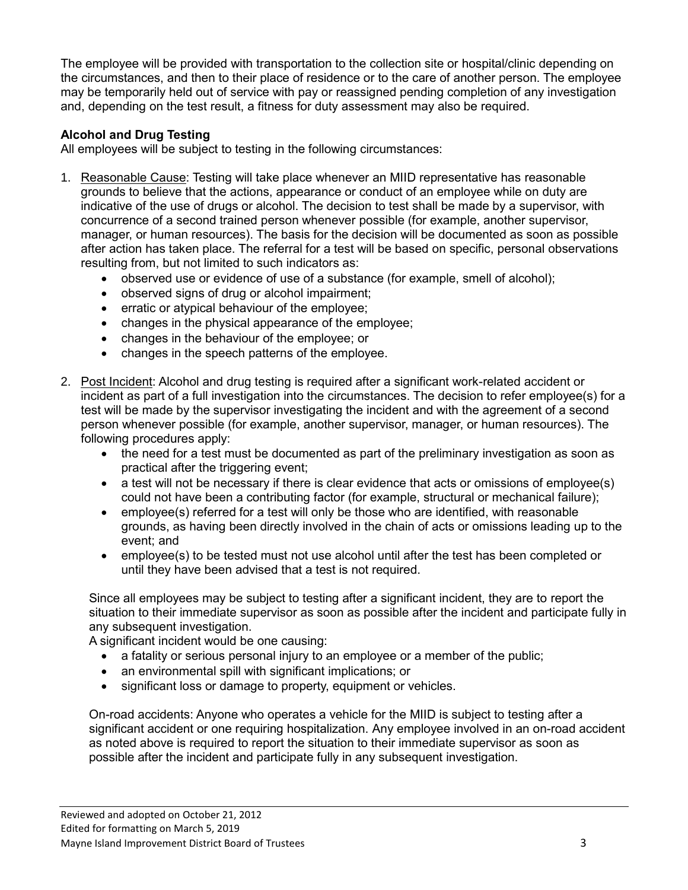The employee will be provided with transportation to the collection site or hospital/clinic depending on the circumstances, and then to their place of residence or to the care of another person. The employee may be temporarily held out of service with pay or reassigned pending completion of any investigation and, depending on the test result, a fitness for duty assessment may also be required.

**Alcohol and Drug Testing**

All employees will be subject to testing in the following circumstances:

1. Reasonable Cause: Testing will take place whenever an MIID representative has reasonable grounds to believe that the actions, appearance or conduct of an employee while on duty are indicative of the use of drugs or alcohol. The decision to test shall be made by a supervisor, with concurrence of a second trained person whenever possible (for example, another supervisor, manager, or human resources). The basis for the decision will be documented as soon as possible after action has taken place. The referral for a test will be based on specific, personal observations resulting from, but not limited to such indicators as:
   - observed use or evidence of use of a substance (for example, smell of alcohol);
   - observed signs of drug or alcohol impairment;
   - erratic or atypical behaviour of the employee;
   - changes in the physical appearance of the employee;
   - changes in the behaviour of the employee; or
   - changes in the speech patterns of the employee.

2. Post Incident: Alcohol and drug testing is required after a significant work-related accident or incident as part of a full investigation into the circumstances. The decision to refer employee(s) for a test will be made by the supervisor investigating the incident and with the agreement of a second person whenever possible (for example, another supervisor, manager, or human resources). The following procedures apply:
   - the need for a test must be documented as part of the preliminary investigation as soon as practical after the triggering event;
   - a test will not be necessary if there is clear evidence that acts or omissions of employee(s) could not have been a contributing factor (for example, structural or mechanical failure);
   - employee(s) referred for a test will only be those who are identified, with reasonable grounds, as having been directly involved in the chain of acts or omissions leading up to the event; and
   - employee(s) to be tested must not use alcohol until after the test has been completed or until they have been advised that a test is not required.

   Since all employees may be subject to testing after a significant incident, they are to report the situation to their immediate supervisor as soon as possible after the incident and participate fully in any subsequent investigation.

   A significant incident would be one causing:
   - a fatality or serious personal injury to an employee or a member of the public;
   - an environmental spill with significant implications; or
   - significant loss or damage to property, equipment or vehicles.

   On-road accidents: Anyone who operates a vehicle for the MIID is subject to testing after a significant accident or one requiring hospitalization. Any employee involved in an on-road accident as noted above is required to report the situation to their immediate supervisor as soon as possible after the incident and participate fully in any subsequent investigation.

Reviewed and adopted on October 21, 2012
Edited for formatting on March 5, 2019
Mayne Island Improvement District Board of Trustees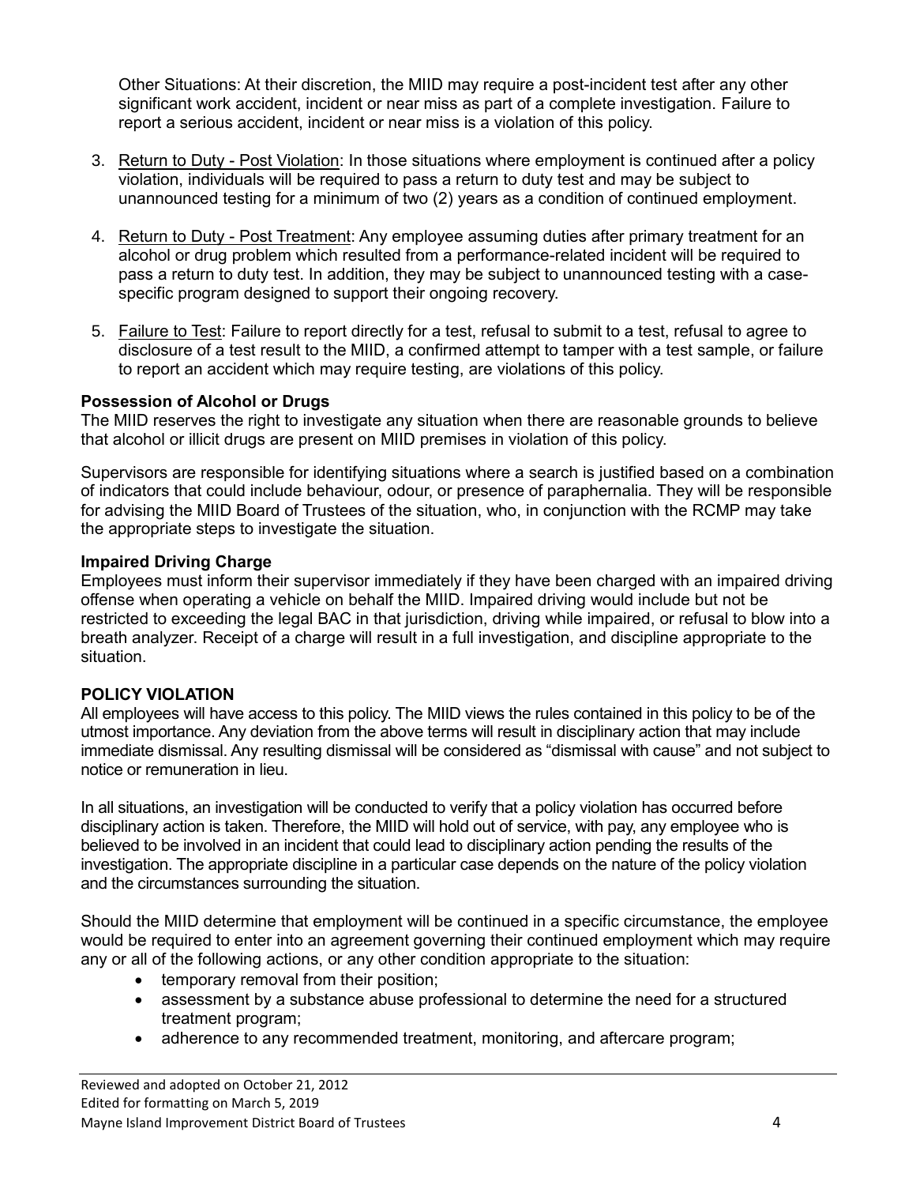Other Situations: At their discretion, the MIID may require a post-incident test after any other significant work accident, incident or near miss as part of a complete investigation. Failure to report a serious accident, incident or near miss is a violation of this policy.

3. Return to Duty - Post Violation: In those situations where employment is continued after a policy violation, individuals will be required to pass a return to duty test and may be subject to unannounced testing for a minimum of two (2) years as a condition of continued employment.

4. Return to Duty - Post Treatment: Any employee assuming duties after primary treatment for an alcohol or drug problem which resulted from a performance-related incident will be required to pass a return to duty test. In addition, they may be subject to unannounced testing with a case-specific program designed to support their ongoing recovery.

5. Failure to Test: Failure to report directly for a test, refusal to submit to a test, refusal to agree to disclosure of a test result to the MIID, a confirmed attempt to tamper with a test sample, or failure to report an accident which may require testing, are violations of this policy.

**Possession of Alcohol or Drugs**

The MIID reserves the right to investigate any situation when there are reasonable grounds to believe that alcohol or illicit drugs are present on MIID premises in violation of this policy.

Supervisors are responsible for identifying situations where a search is justified based on a combination of indicators that could include behaviour, odour, or presence of paraphernalia. They will be responsible for advising the MIID Board of Trustees of the situation, who, in conjunction with the RCMP may take the appropriate steps to investigate the situation.

**Impaired Driving Charge**

Employees must inform their supervisor immediately if they have been charged with an impaired driving offense when operating a vehicle on behalf the MIID. Impaired driving would include but not be restricted to exceeding the legal BAC in that jurisdiction, driving while impaired, or refusal to blow into a breath analyzer. Receipt of a charge will result in a full investigation, and discipline appropriate to the situation.

**POLICY VIOLATION**

All employees will have access to this policy. The MIID views the rules contained in this policy to be of the utmost importance. Any deviation from the above terms will result in disciplinary action that may include immediate dismissal. Any resulting dismissal will be considered as "dismissal with cause" and not subject to notice or remuneration in lieu.

In all situations, an investigation will be conducted to verify that a policy violation has occurred before disciplinary action is taken. Therefore, the MIID will hold out of service, with pay, any employee who is believed to be involved in an incident that could lead to disciplinary action pending the results of the investigation. The appropriate discipline in a particular case depends on the nature of the policy violation and the circumstances surrounding the situation.

Should the MIID determine that employment will be continued in a specific circumstance, the employee would be required to enter into an agreement governing their continued employment which may require any or all of the following actions, or any other condition appropriate to the situation:

- temporary removal from their position;
- assessment by a substance abuse professional to determine the need for a structured treatment program;
- adherence to any recommended treatment, monitoring, and aftercare program;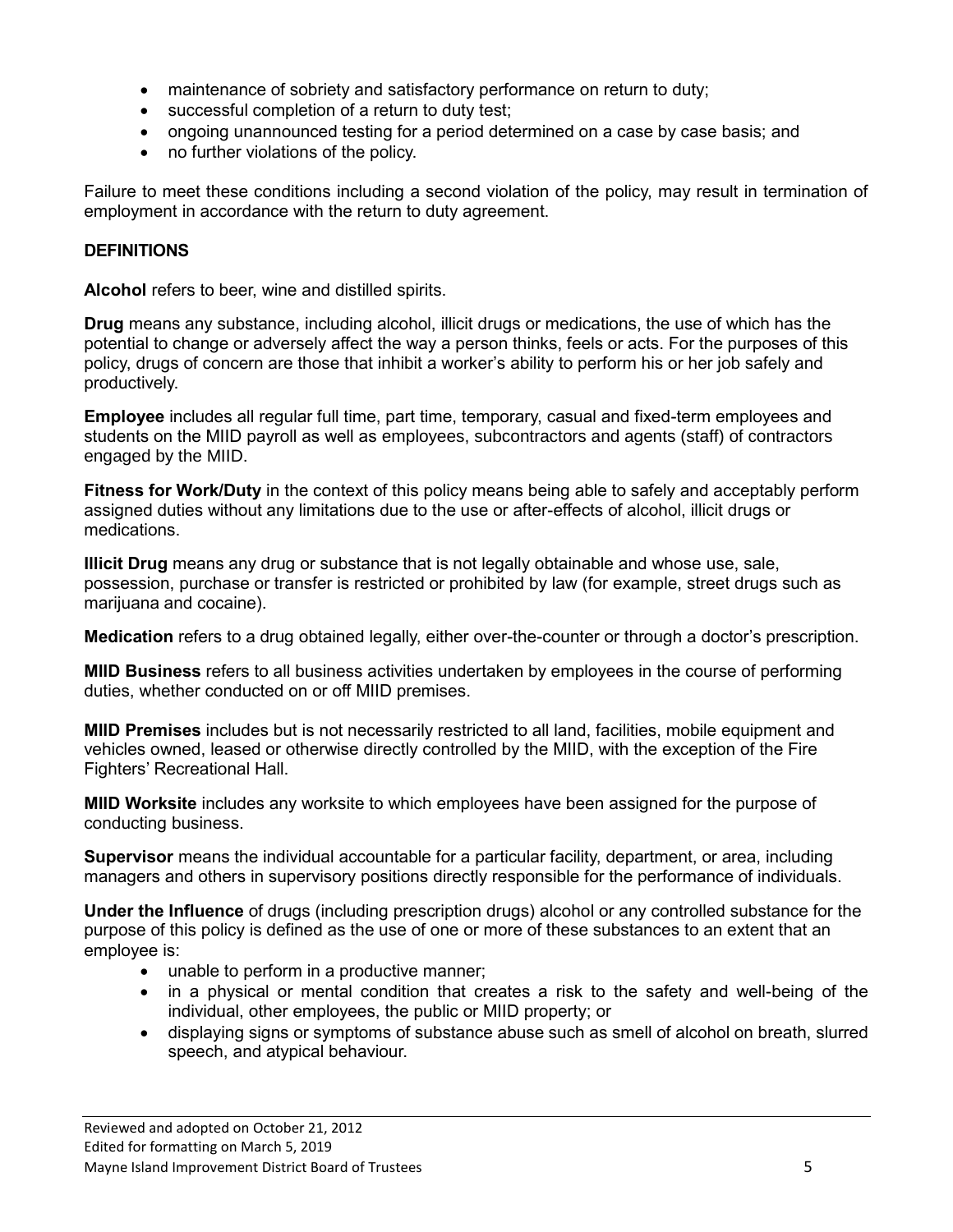- maintenance of sobriety and satisfactory performance on return to duty;
- successful completion of a return to duty test;
- ongoing unannounced testing for a period determined on a case by case basis; and
- no further violations of the policy.

Failure to meet these conditions including a second violation of the policy, may result in termination of employment in accordance with the return to duty agreement.

**DEFINITIONS**

**Alcohol** refers to beer, wine and distilled spirits.

**Drug** means any substance, including alcohol, illicit drugs or medications, the use of which has the potential to change or adversely affect the way a person thinks, feels or acts. For the purposes of this policy, drugs of concern are those that inhibit a worker's ability to perform his or her job safely and productively.

**Employee** includes all regular full time, part time, temporary, casual and fixed-term employees and students on the MIID payroll as well as employees, subcontractors and agents (staff) of contractors engaged by the MIID.

**Fitness for Work/Duty** in the context of this policy means being able to safely and acceptably perform assigned duties without any limitations due to the use or after-effects of alcohol, illicit drugs or medications.

**Illicit Drug** means any drug or substance that is not legally obtainable and whose use, sale, possession, purchase or transfer is restricted or prohibited by law (for example, street drugs such as marijuana and cocaine).

**Medication** refers to a drug obtained legally, either over-the-counter or through a doctor's prescription.

**MIID Business** refers to all business activities undertaken by employees in the course of performing duties, whether conducted on or off MIID premises.

**MIID Premises** includes but is not necessarily restricted to all land, facilities, mobile equipment and vehicles owned, leased or otherwise directly controlled by the MIID, with the exception of the Fire Fighters' Recreational Hall.

**MIID Worksite** includes any worksite to which employees have been assigned for the purpose of conducting business.

**Supervisor** means the individual accountable for a particular facility, department, or area, including managers and others in supervisory positions directly responsible for the performance of individuals.

**Under the Influence** of drugs (including prescription drugs) alcohol or any controlled substance for the purpose of this policy is defined as the use of one or more of these substances to an extent that an employee is:

- unable to perform in a productive manner;
- in a physical or mental condition that creates a risk to the safety and well-being of the individual, other employees, the public or MIID property; or
- displaying signs or symptoms of substance abuse such as smell of alcohol on breath, slurred speech, and atypical behaviour.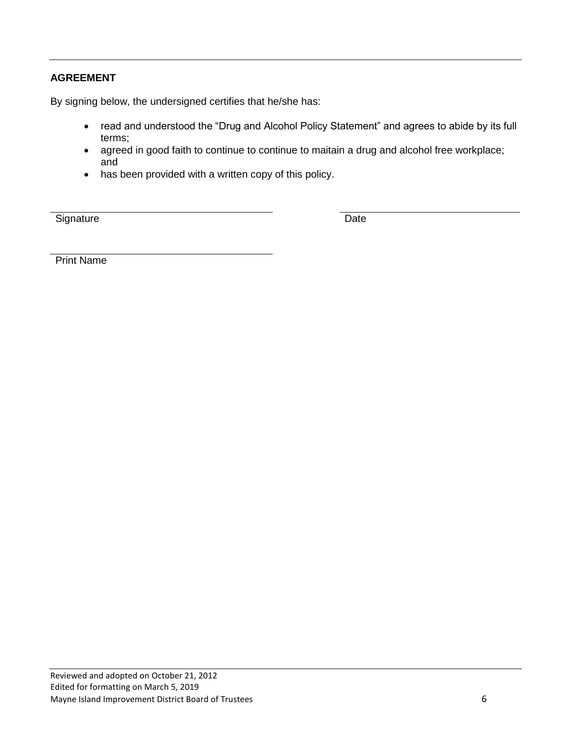## AGREEMENT

By signing below, the undersigned certifies that he/she has:

- read and understood the "Drug and Alcohol Policy Statement" and agrees to abide by its full terms;
- agreed in good faith to continue to continue to maitain a drug and alcohol free workplace; and
- has been provided with a written copy of this policy.

Signature ______________________________ Date ______________________________

Print Name ______________________________

Reviewed and adopted on October 21, 2012
Edited for formatting on March 5, 2019
Mayne Island Improvement District Board of Trustees